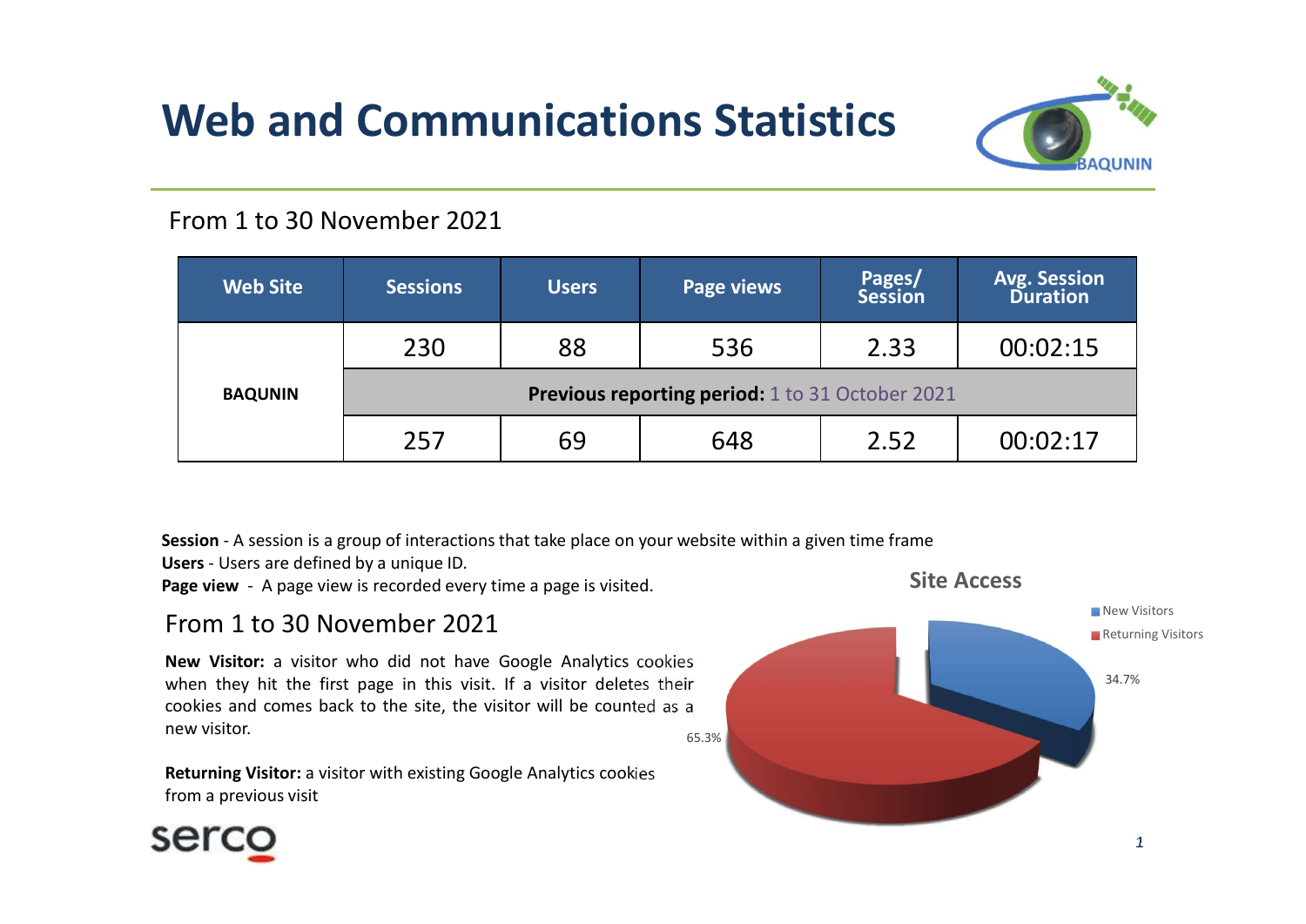# Web and Communications Statistics

From 1 to 30 November 2021

| Web Site | Sessions | Users | Page views | Pages/ Session | Avg. Session Duration |
|---|---|---|---|---|---|
| BAQUNIN | 230 | 88 | 536 | 2.33 | 00:02:15 |
| | **Previous reporting period:** 1 to 31 October 2021 | | | | |
| | 257 | 69 | 648 | 2.52 | 00:02:17 |

**Session** - A session is a group of interactions that take place on your website within a given time frame
**Users** - Users are defined by a unique ID.
**Page view** - A page view is recorded every time a page is visited.

## From 1 to 30 November 2021

**New Visitor:** a visitor who did not have Google Analytics cookies when they hit the first page in this visit. If a visitor deletes their cookies and comes back to the site, the visitor will be counted as a new visitor.

**Returning Visitor:** a visitor with existing Google Analytics cookies from a previous visit

**Site Access**

| Visitor type | Share |
|---|---|
| New Visitors | 34.7% |
| Returning Visitors | 65.3% |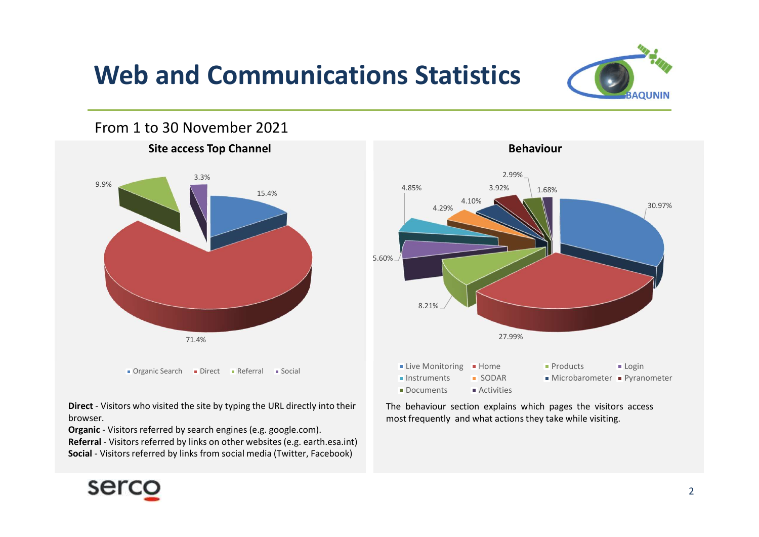# Web and Communications Statistics

From 1 to 30 November 2021

## Site access Top Channel

| Channel | Share |
|---|---|
| Organic Search | 15.4% |
| Direct | 71.4% |
| Referral | 9.9% |
| Social | 3.3% |

**Direct** - Visitors who visited the site by typing the URL directly into their browser.
**Organic** - Visitors referred by search engines (e.g. google.com).
**Referral** - Visitors referred by links on other websites (e.g. earth.esa.int)
**Social** - Visitors referred by links from social media (Twitter, Facebook)

## Behaviour

| Page | Share |
|---|---|
| Live Monitoring | 30.97% |
| Home | 27.99% |
| Products | 8.21% |
| Login | 5.60% |
| Instruments | 4.85% |
| SODAR | 4.29% |
| Microbarometer | 4.10% |
| Pyranometer | 3.92% |
| Documents | 2.99% |
| Activities | 1.68% |

The behaviour section explains which pages the visitors access most frequently and what actions they take while visiting.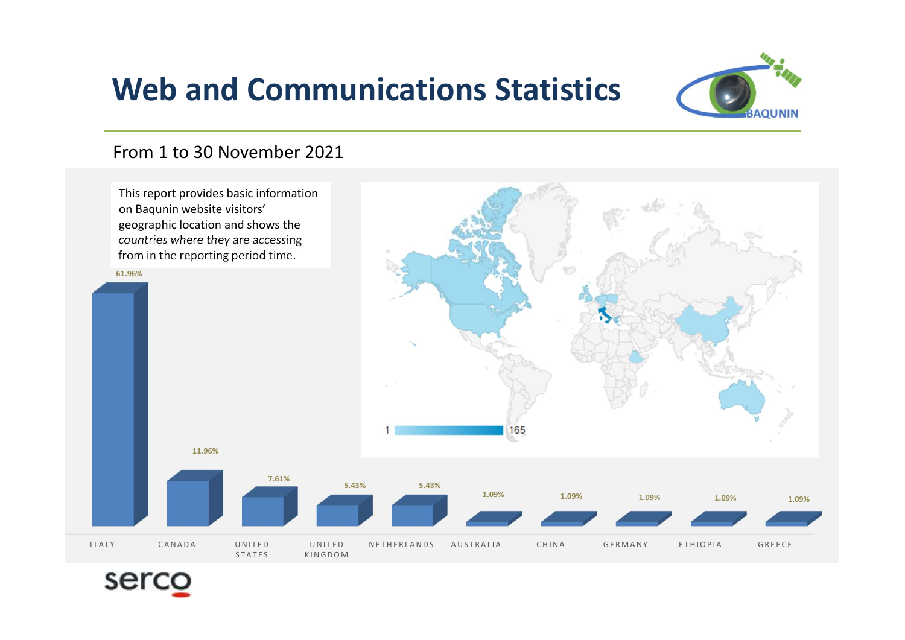# Web and Communications Statistics

From 1 to 30 November 2021

This report provides basic information on Baqunin website visitors' geographic location and shows the *countries where they are accessing* from in the reporting period time.

1
165

61.96%
11.96%
7.61%
5.43%
5.43%
1.09%
1.09%
1.09%
1.09%
1.09%

ITALY
CANADA
UNITED STATES
UNITED KINGDOM
NETHERLANDS
AUSTRALIA
CHINA
GERMANY
ETHIOPIA
GREECE